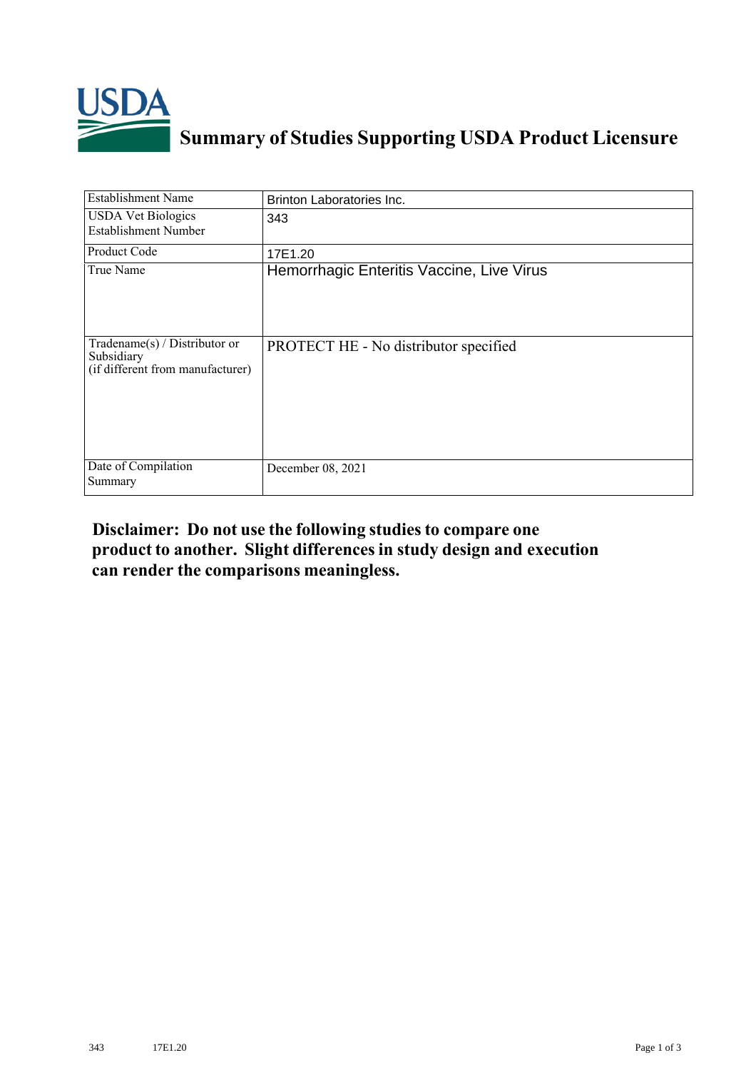# Summary of Studies Supporting USDA Product Licensure

| | |
|---|---|
| Establishment Name | Brinton Laboratories Inc. |
| USDA Vet Biologics Establishment Number | 343 |
| Product Code | 17E1.20 |
| True Name | Hemorrhagic Enteritis Vaccine, Live Virus |
| Tradename(s) / Distributor or Subsidiary (if different from manufacturer) | PROTECT HE - No distributor specified |
| Date of Compilation Summary | December 08, 2021 |

**Disclaimer: Do not use the following studies to compare one product to another. Slight differences in study design and execution can render the comparisons meaningless.**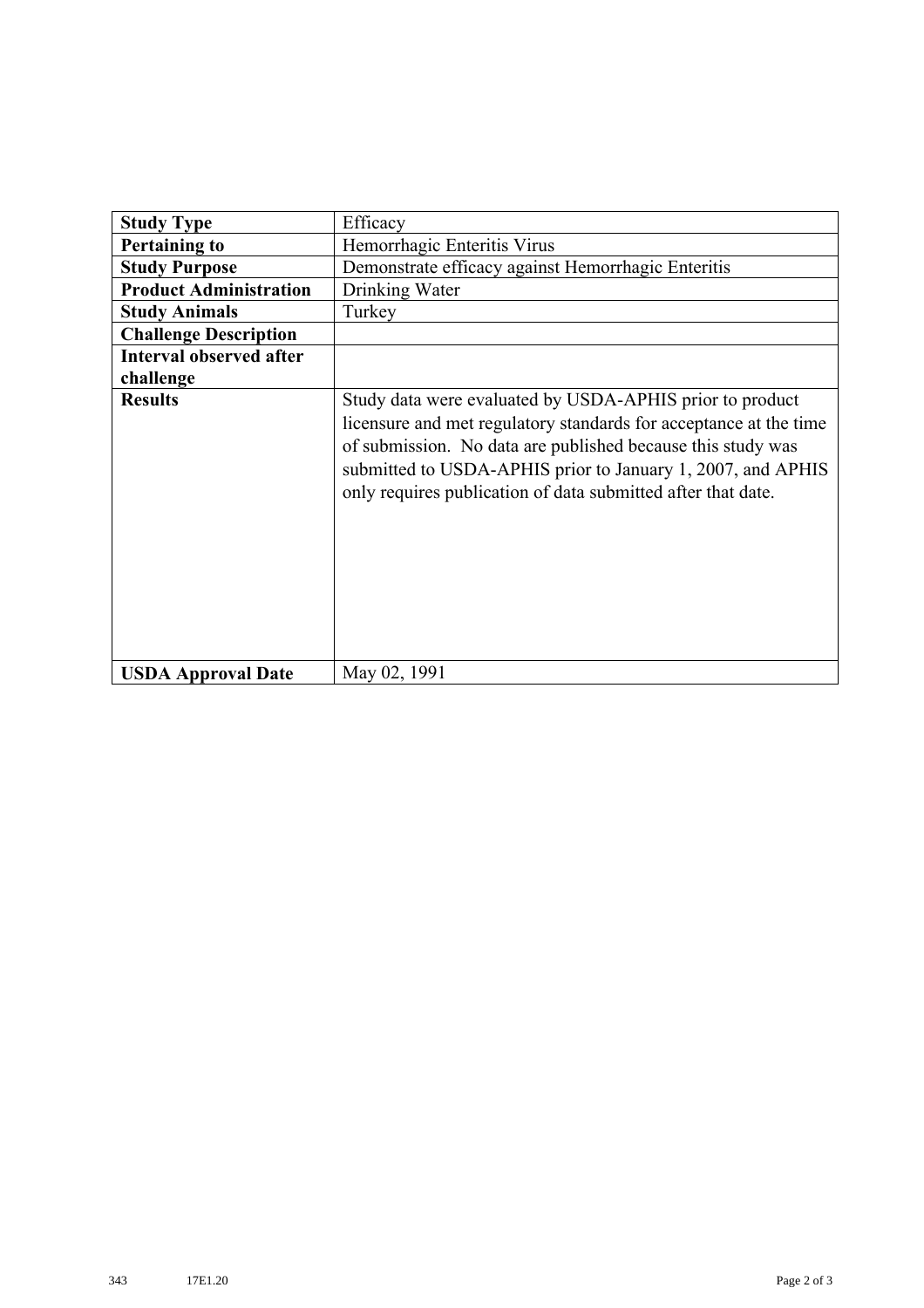| Study Type | Efficacy |
|---|---|
| **Pertaining to** | Hemorrhagic Enteritis Virus |
| **Study Purpose** | Demonstrate efficacy against Hemorrhagic Enteritis |
| **Product Administration** | Drinking Water |
| **Study Animals** | Turkey |
| **Challenge Description** | |
| **Interval observed after challenge** | |
| **Results** | Study data were evaluated by USDA-APHIS prior to product licensure and met regulatory standards for acceptance at the time of submission. No data are published because this study was submitted to USDA-APHIS prior to January 1, 2007, and APHIS only requires publication of data submitted after that date. |
| **USDA Approval Date** | May 02, 1991 |

343 17E1.20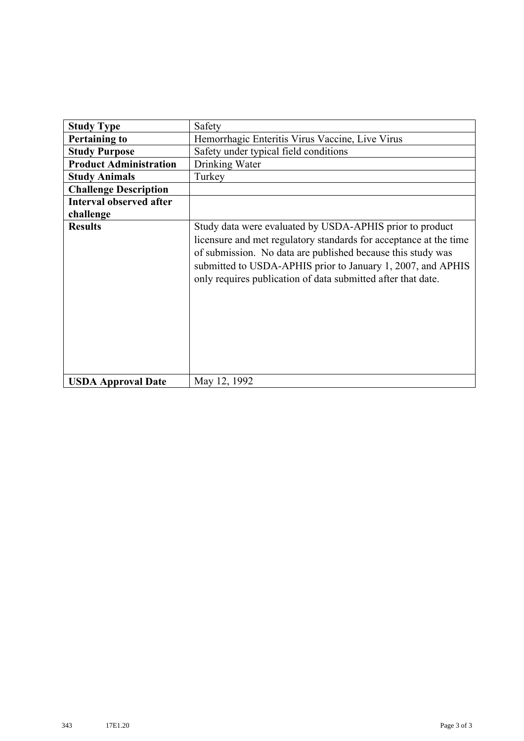| | |
|---|---|
| **Study Type** | Safety |
| **Pertaining to** | Hemorrhagic Enteritis Virus Vaccine, Live Virus |
| **Study Purpose** | Safety under typical field conditions |
| **Product Administration** | Drinking Water |
| **Study Animals** | Turkey |
| **Challenge Description** | |
| **Interval observed after challenge** | |
| **Results** | Study data were evaluated by USDA-APHIS prior to product licensure and met regulatory standards for acceptance at the time of submission. No data are published because this study was submitted to USDA-APHIS prior to January 1, 2007, and APHIS only requires publication of data submitted after that date. |
| **USDA Approval Date** | May 12, 1992 |

343 17E1.20